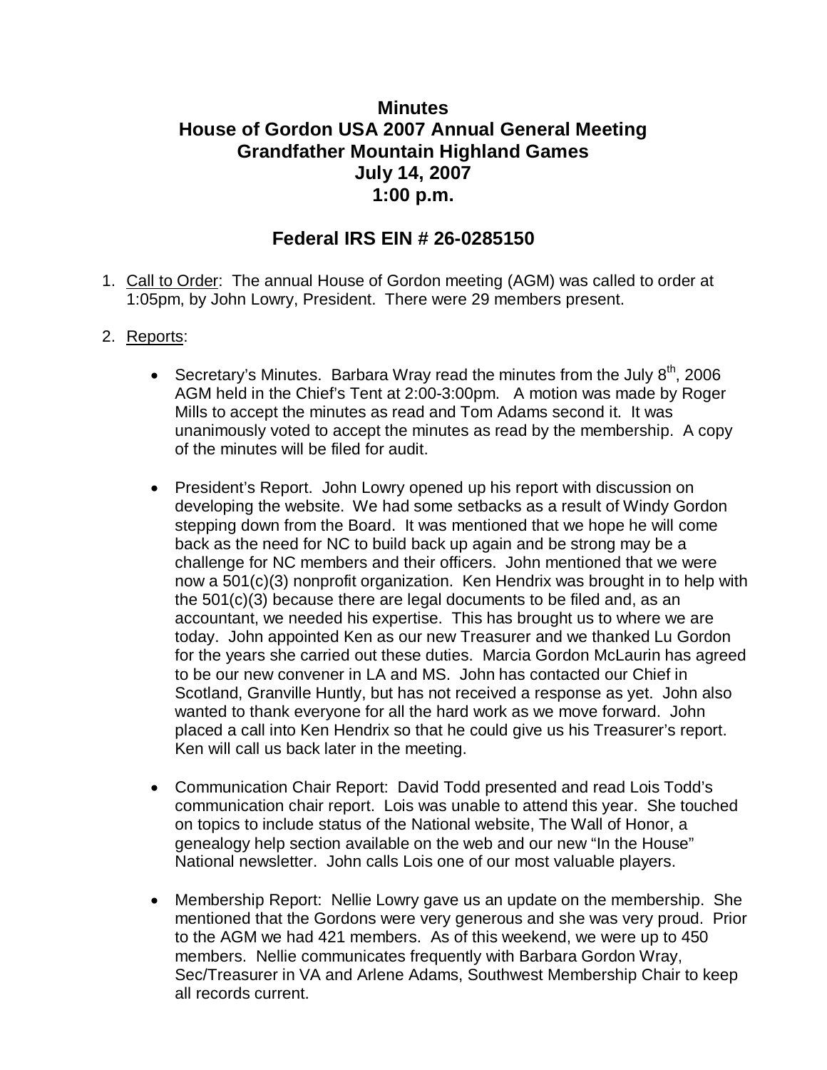# Minutes
# House of Gordon USA 2007 Annual General Meeting
# Grandfather Mountain Highland Games
# July 14, 2007
# 1:00 p.m.

## Federal IRS EIN # 26-0285150

1. Call to Order: The annual House of Gordon meeting (AGM) was called to order at 1:05pm, by John Lowry, President. There were 29 members present.

2. Reports:

   - Secretary's Minutes. Barbara Wray read the minutes from the July 8th, 2006 AGM held in the Chief's Tent at 2:00-3:00pm. A motion was made by Roger Mills to accept the minutes as read and Tom Adams second it. It was unanimously voted to accept the minutes as read by the membership. A copy of the minutes will be filed for audit.

   - President's Report. John Lowry opened up his report with discussion on developing the website. We had some setbacks as a result of Windy Gordon stepping down from the Board. It was mentioned that we hope he will come back as the need for NC to build back up again and be strong may be a challenge for NC members and their officers. John mentioned that we were now a 501(c)(3) nonprofit organization. Ken Hendrix was brought in to help with the 501(c)(3) because there are legal documents to be filed and, as an accountant, we needed his expertise. This has brought us to where we are today. John appointed Ken as our new Treasurer and we thanked Lu Gordon for the years she carried out these duties. Marcia Gordon McLaurin has agreed to be our new convener in LA and MS. John has contacted our Chief in Scotland, Granville Huntly, but has not received a response as yet. John also wanted to thank everyone for all the hard work as we move forward. John placed a call into Ken Hendrix so that he could give us his Treasurer's report. Ken will call us back later in the meeting.

   - Communication Chair Report: David Todd presented and read Lois Todd's communication chair report. Lois was unable to attend this year. She touched on topics to include status of the National website, The Wall of Honor, a genealogy help section available on the web and our new "In the House" National newsletter. John calls Lois one of our most valuable players.

   - Membership Report: Nellie Lowry gave us an update on the membership. She mentioned that the Gordons were very generous and she was very proud. Prior to the AGM we had 421 members. As of this weekend, we were up to 450 members. Nellie communicates frequently with Barbara Gordon Wray, Sec/Treasurer in VA and Arlene Adams, Southwest Membership Chair to keep all records current.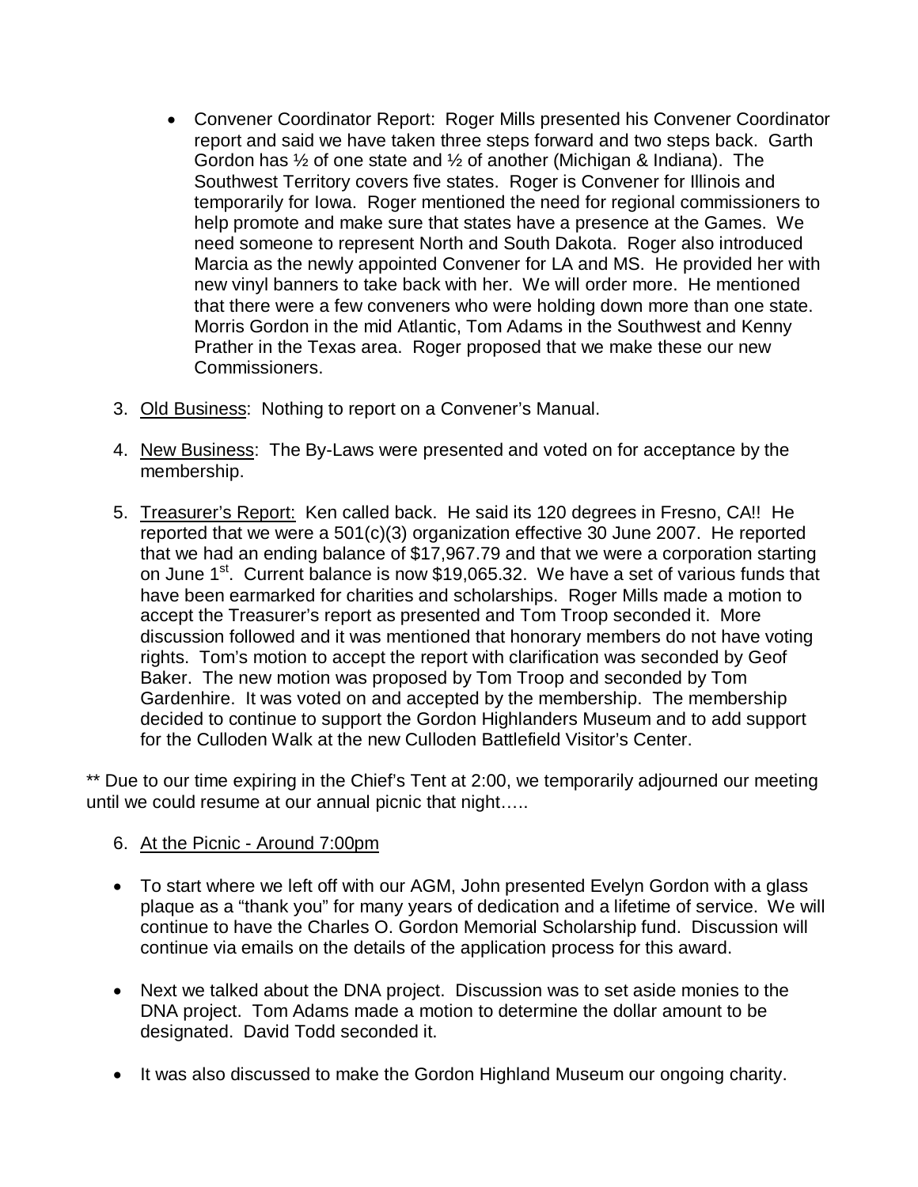- Convener Coordinator Report: Roger Mills presented his Convener Coordinator report and said we have taken three steps forward and two steps back. Garth Gordon has ½ of one state and ½ of another (Michigan & Indiana). The Southwest Territory covers five states. Roger is Convener for Illinois and temporarily for Iowa. Roger mentioned the need for regional commissioners to help promote and make sure that states have a presence at the Games. We need someone to represent North and South Dakota. Roger also introduced Marcia as the newly appointed Convener for LA and MS. He provided her with new vinyl banners to take back with her. We will order more. He mentioned that there were a few conveners who were holding down more than one state. Morris Gordon in the mid Atlantic, Tom Adams in the Southwest and Kenny Prather in the Texas area. Roger proposed that we make these our new Commissioners.

3. Old Business: Nothing to report on a Convener's Manual.

4. New Business: The By-Laws were presented and voted on for acceptance by the membership.

5. Treasurer's Report: Ken called back. He said its 120 degrees in Fresno, CA!! He reported that we were a 501(c)(3) organization effective 30 June 2007. He reported that we had an ending balance of $17,967.79 and that we were a corporation starting on June 1st. Current balance is now $19,065.32. We have a set of various funds that have been earmarked for charities and scholarships. Roger Mills made a motion to accept the Treasurer's report as presented and Tom Troop seconded it. More discussion followed and it was mentioned that honorary members do not have voting rights. Tom's motion to accept the report with clarification was seconded by Geof Baker. The new motion was proposed by Tom Troop and seconded by Tom Gardenhire. It was voted on and accepted by the membership. The membership decided to continue to support the Gordon Highlanders Museum and to add support for the Culloden Walk at the new Culloden Battlefield Visitor's Center.

** Due to our time expiring in the Chief's Tent at 2:00, we temporarily adjourned our meeting until we could resume at our annual picnic that night…..

6. At the Picnic - Around 7:00pm

- To start where we left off with our AGM, John presented Evelyn Gordon with a glass plaque as a "thank you" for many years of dedication and a lifetime of service. We will continue to have the Charles O. Gordon Memorial Scholarship fund. Discussion will continue via emails on the details of the application process for this award.

- Next we talked about the DNA project. Discussion was to set aside monies to the DNA project. Tom Adams made a motion to determine the dollar amount to be designated. David Todd seconded it.

- It was also discussed to make the Gordon Highland Museum our ongoing charity.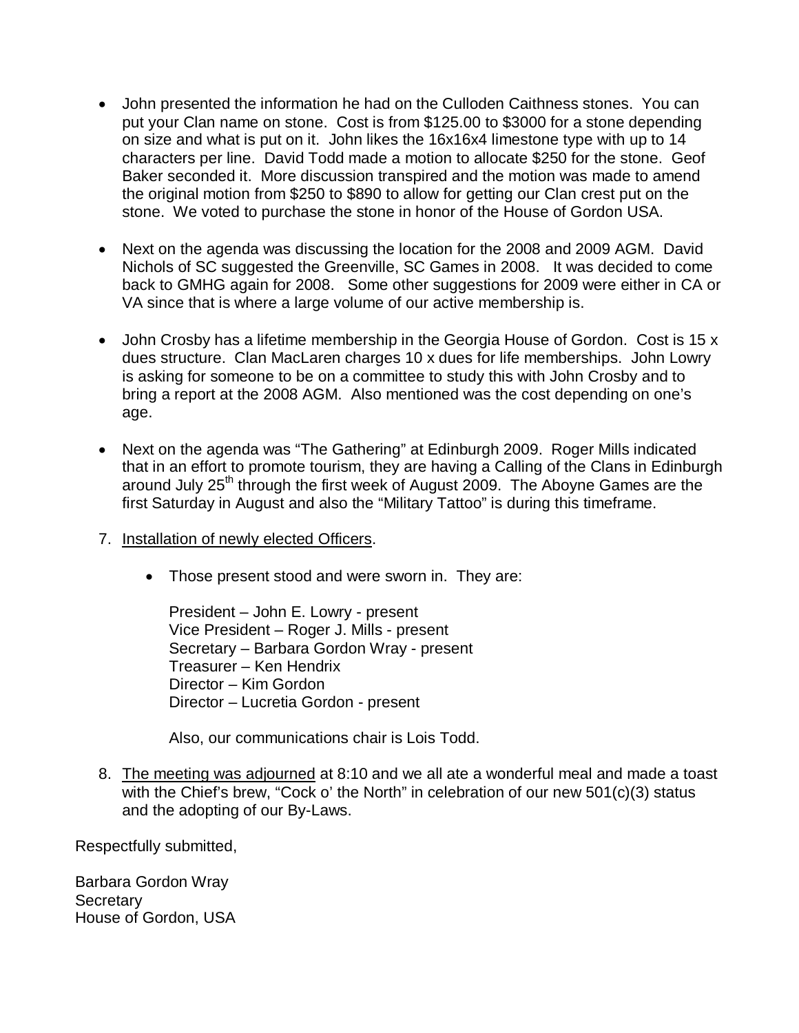- John presented the information he had on the Culloden Caithness stones. You can put your Clan name on stone. Cost is from $125.00 to $3000 for a stone depending on size and what is put on it. John likes the 16x16x4 limestone type with up to 14 characters per line. David Todd made a motion to allocate $250 for the stone. Geof Baker seconded it. More discussion transpired and the motion was made to amend the original motion from $250 to $890 to allow for getting our Clan crest put on the stone. We voted to purchase the stone in honor of the House of Gordon USA.

- Next on the agenda was discussing the location for the 2008 and 2009 AGM. David Nichols of SC suggested the Greenville, SC Games in 2008. It was decided to come back to GMHG again for 2008. Some other suggestions for 2009 were either in CA or VA since that is where a large volume of our active membership is.

- John Crosby has a lifetime membership in the Georgia House of Gordon. Cost is 15 x dues structure. Clan MacLaren charges 10 x dues for life memberships. John Lowry is asking for someone to be on a committee to study this with John Crosby and to bring a report at the 2008 AGM. Also mentioned was the cost depending on one's age.

- Next on the agenda was "The Gathering" at Edinburgh 2009. Roger Mills indicated that in an effort to promote tourism, they are having a Calling of the Clans in Edinburgh around July 25th through the first week of August 2009. The Aboyne Games are the first Saturday in August and also the "Military Tattoo" is during this timeframe.

7. Installation of newly elected Officers.

    - Those present stood and were sworn in. They are:

      President – John E. Lowry - present
      Vice President – Roger J. Mills - present
      Secretary – Barbara Gordon Wray - present
      Treasurer – Ken Hendrix
      Director – Kim Gordon
      Director – Lucretia Gordon - present

      Also, our communications chair is Lois Todd.

8. The meeting was adjourned at 8:10 and we all ate a wonderful meal and made a toast with the Chief's brew, "Cock o' the North" in celebration of our new 501(c)(3) status and the adopting of our By-Laws.

Respectfully submitted,

Barbara Gordon Wray
Secretary
House of Gordon, USA